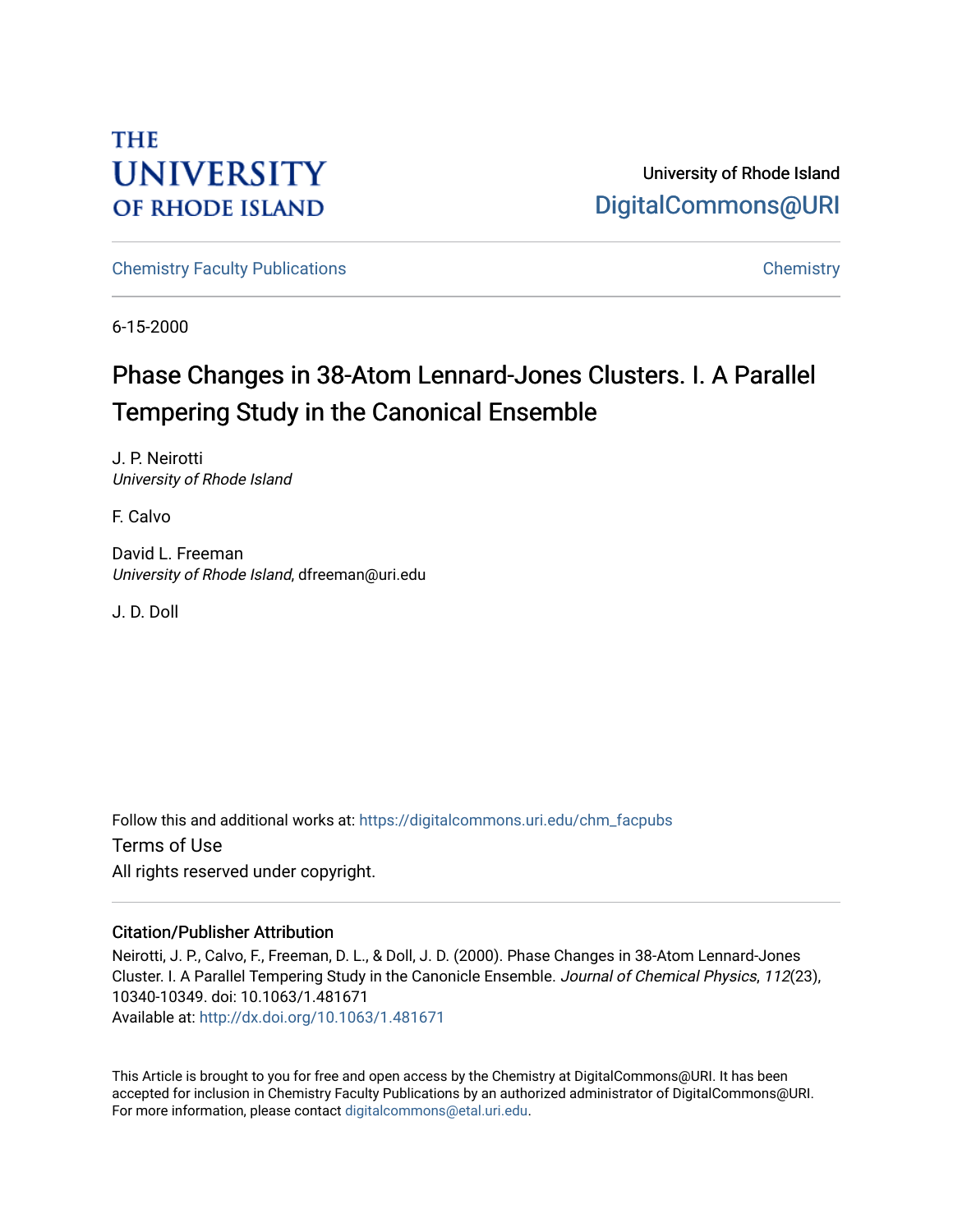THE UNIVERSITY OF RHODE ISLAND

University of Rhode Island
DigitalCommons@URI

Chemistry Faculty Publications

Chemistry

6-15-2000

# Phase Changes in 38-Atom Lennard-Jones Clusters. I. A Parallel Tempering Study in the Canonical Ensemble

J. P. Neirotti
*University of Rhode Island*

F. Calvo

David L. Freeman
*University of Rhode Island*, dfreeman@uri.edu

J. D. Doll

Follow this and additional works at: https://digitalcommons.uri.edu/chm_facpubs

Terms of Use
All rights reserved under copyright.

## Citation/Publisher Attribution

Neirotti, J. P., Calvo, F., Freeman, D. L., & Doll, J. D. (2000). Phase Changes in 38-Atom Lennard-Jones Cluster. I. A Parallel Tempering Study in the Canonicle Ensemble. *Journal of Chemical Physics*, *112*(23), 10340-10349. doi: 10.1063/1.481671
Available at: http://dx.doi.org/10.1063/1.481671

This Article is brought to you for free and open access by the Chemistry at DigitalCommons@URI. It has been accepted for inclusion in Chemistry Faculty Publications by an authorized administrator of DigitalCommons@URI. For more information, please contact digitalcommons@etal.uri.edu.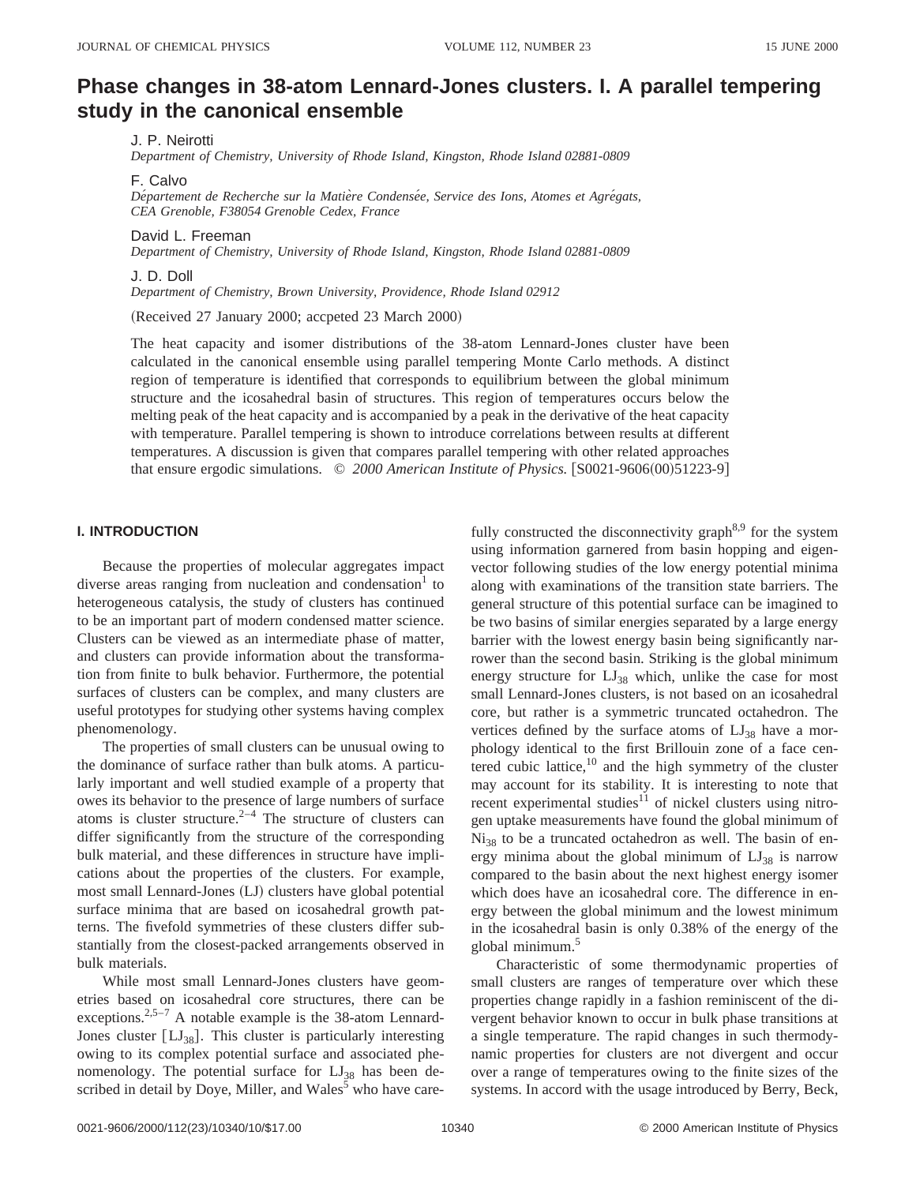# Phase changes in 38-atom Lennard-Jones clusters. I. A parallel tempering study in the canonical ensemble

J. P. Neirotti
*Department of Chemistry, University of Rhode Island, Kingston, Rhode Island 02881-0809*

F. Calvo
*Département de Recherche sur la Matière Condensée, Service des Ions, Atomes et Agrégats, CEA Grenoble, F38054 Grenoble Cedex, France*

David L. Freeman
*Department of Chemistry, University of Rhode Island, Kingston, Rhode Island 02881-0809*

J. D. Doll
*Department of Chemistry, Brown University, Providence, Rhode Island 02912*

(Received 27 January 2000; accpeted 23 March 2000)

The heat capacity and isomer distributions of the 38-atom Lennard-Jones cluster have been calculated in the canonical ensemble using parallel tempering Monte Carlo methods. A distinct region of temperature is identified that corresponds to equilibrium between the global minimum structure and the icosahedral basin of structures. This region of temperatures occurs below the melting peak of the heat capacity and is accompanied by a peak in the derivative of the heat capacity with temperature. Parallel tempering is shown to introduce correlations between results at different temperatures. A discussion is given that compares parallel tempering with other related approaches that ensure ergodic simulations. © *2000 American Institute of Physics.* [S0021-9606(00)51223-9]

## I. INTRODUCTION

Because the properties of molecular aggregates impact diverse areas ranging from nucleation and condensation[1] to heterogeneous catalysis, the study of clusters has continued to be an important part of modern condensed matter science. Clusters can be viewed as an intermediate phase of matter, and clusters can provide information about the transformation from finite to bulk behavior. Furthermore, the potential surfaces of clusters can be complex, and many clusters are useful prototypes for studying other systems having complex phenomenology.

The properties of small clusters can be unusual owing to the dominance of surface rather than bulk atoms. A particularly important and well studied example of a property that owes its behavior to the presence of large numbers of surface atoms is cluster structure.[2–4] The structure of clusters can differ significantly from the structure of the corresponding bulk material, and these differences in structure have implications about the properties of the clusters. For example, most small Lennard-Jones (LJ) clusters have global potential surface minima that are based on icosahedral growth patterns. The fivefold symmetries of these clusters differ substantially from the closest-packed arrangements observed in bulk materials.

While most small Lennard-Jones clusters have geometries based on icosahedral core structures, there can be exceptions.[2,5–7] A notable example is the 38-atom Lennard-Jones cluster [$LJ_{38}$]. This cluster is particularly interesting owing to its complex potential surface and associated phenomenology. The potential surface for $LJ_{38}$ has been described in detail by Doye, Miller, and Wales[5] who have carefully constructed the disconnectivity graph[8,9] for the system using information garnered from basin hopping and eigenvector following studies of the low energy potential minima along with examinations of the transition state barriers. The general structure of this potential surface can be imagined to be two basins of similar energies separated by a large energy barrier with the lowest energy basin being significantly narrower than the second basin. Striking is the global minimum energy structure for $LJ_{38}$ which, unlike the case for most small Lennard-Jones clusters, is not based on an icosahedral core, but rather is a symmetric truncated octahedron. The vertices defined by the surface atoms of $LJ_{38}$ have a morphology identical to the first Brillouin zone of a face centered cubic lattice,[10] and the high symmetry of the cluster may account for its stability. It is interesting to note that recent experimental studies[11] of nickel clusters using nitrogen uptake measurements have found the global minimum of $Ni_{38}$ to be a truncated octahedron as well. The basin of energy minima about the global minimum of $LJ_{38}$ is narrow compared to the basin about the next highest energy isomer which does have an icosahedral core. The difference in energy between the global minimum and the lowest minimum in the icosahedral basin is only 0.38% of the energy of the global minimum.[5]

Characteristic of some thermodynamic properties of small clusters are ranges of temperature over which these properties change rapidly in a fashion reminiscent of the divergent behavior known to occur in bulk phase transitions at a single temperature. The rapid changes in such thermodynamic properties for clusters are not divergent and occur over a range of temperatures owing to the finite sizes of the systems. In accord with the usage introduced by Berry, Beck,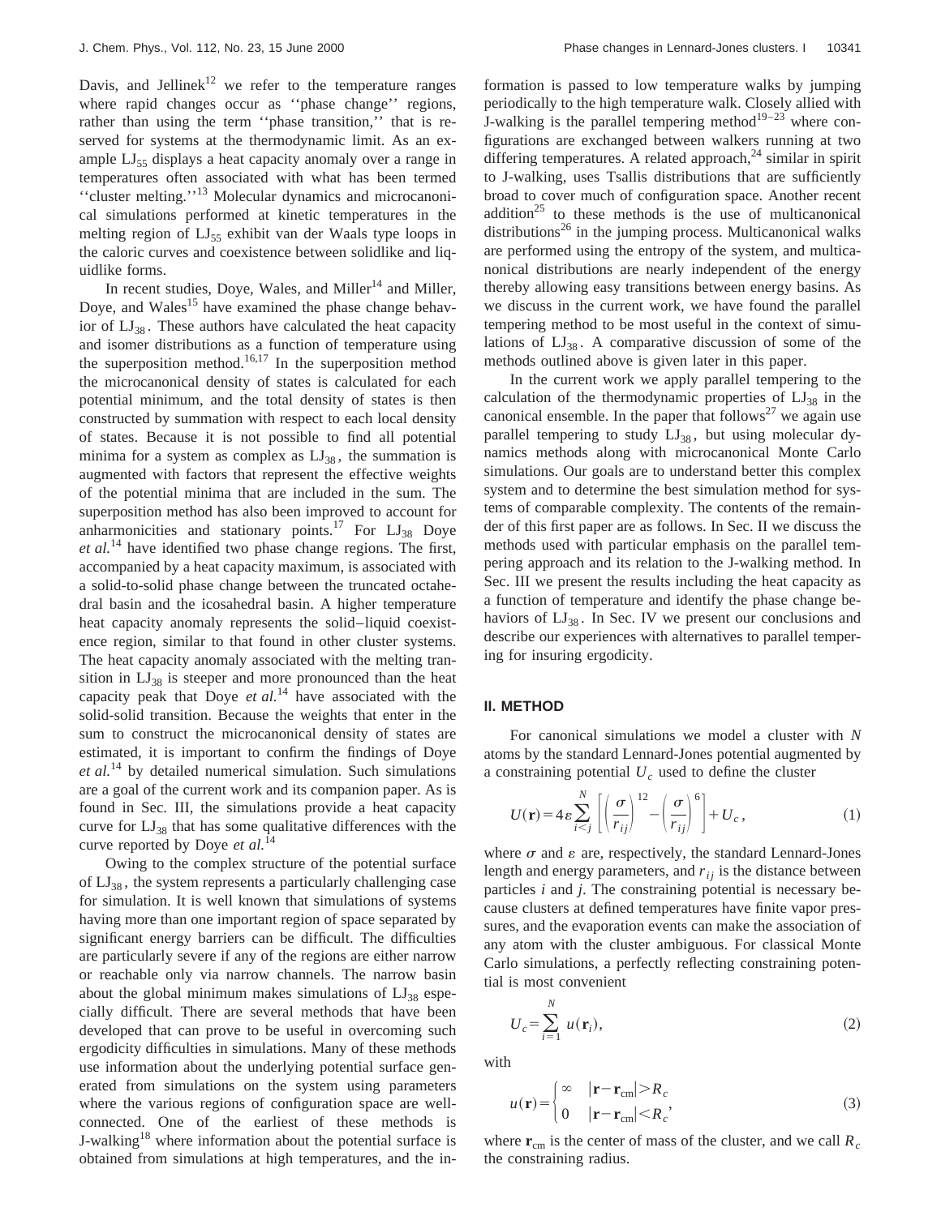Davis, and Jellinek[12] we refer to the temperature ranges where rapid changes occur as ''phase change'' regions, rather than using the term ''phase transition,'' that is reserved for systems at the thermodynamic limit. As an example $LJ_{55}$ displays a heat capacity anomaly over a range in temperatures often associated with what has been termed ''cluster melting.''[13] Molecular dynamics and microcanonical simulations performed at kinetic temperatures in the melting region of $LJ_{55}$ exhibit van der Waals type loops in the caloric curves and coexistence between solidlike and liquidlike forms.

In recent studies, Doye, Wales, and Miller[14] and Miller, Doye, and Wales[15] have examined the phase change behavior of $LJ_{38}$. These authors have calculated the heat capacity and isomer distributions as a function of temperature using the superposition method.[16,17] In the superposition method the microcanonical density of states is calculated for each potential minimum, and the total density of states is then constructed by summation with respect to each local density of states. Because it is not possible to find all potential minima for a system as complex as $LJ_{38}$, the summation is augmented with factors that represent the effective weights of the potential minima that are included in the sum. The superposition method has also been improved to account for anharmonicities and stationary points.[17] For $LJ_{38}$ Doye *et al.*[14] have identified two phase change regions. The first, accompanied by a heat capacity maximum, is associated with a solid-to-solid phase change between the truncated octahedral basin and the icosahedral basin. A higher temperature heat capacity anomaly represents the solid–liquid coexistence region, similar to that found in other cluster systems. The heat capacity anomaly associated with the melting transition in $LJ_{38}$ is steeper and more pronounced than the heat capacity peak that Doye *et al.*[14] have associated with the solid-solid transition. Because the weights that enter in the sum to construct the microcanonical density of states are estimated, it is important to confirm the findings of Doye *et al.*[14] by detailed numerical simulation. Such simulations are a goal of the current work and its companion paper. As is found in Sec. III, the simulations provide a heat capacity curve for $LJ_{38}$ that has some qualitative differences with the curve reported by Doye *et al.*[14]

Owing to the complex structure of the potential surface of $LJ_{38}$, the system represents a particularly challenging case for simulation. It is well known that simulations of systems having more than one important region of space separated by significant energy barriers can be difficult. The difficulties are particularly severe if any of the regions are either narrow or reachable only via narrow channels. The narrow basin about the global minimum makes simulations of $LJ_{38}$ especially difficult. There are several methods that have been developed that can prove to be useful in overcoming such ergodicity difficulties in simulations. Many of these methods use information about the underlying potential surface generated from simulations on the system using parameters where the various regions of configuration space are well-connected. One of the earliest of these methods is J-walking[18] where information about the potential surface is obtained from simulations at high temperatures, and the information is passed to low temperature walks by jumping periodically to the high temperature walk. Closely allied with J-walking is the parallel tempering method[19–23] where configurations are exchanged between walkers running at two differing temperatures. A related approach,[24] similar in spirit to J-walking, uses Tsallis distributions that are sufficiently broad to cover much of configuration space. Another recent addition[25] to these methods is the use of multicanonical distributions[26] in the jumping process. Multicanonical walks are performed using the entropy of the system, and multicanonical distributions are nearly independent of the energy thereby allowing easy transitions between energy basins. As we discuss in the current work, we have found the parallel tempering method to be most useful in the context of simulations of $LJ_{38}$. A comparative discussion of some of the methods outlined above is given later in this paper.

In the current work we apply parallel tempering to the calculation of the thermodynamic properties of $LJ_{38}$ in the canonical ensemble. In the paper that follows[27] we again use parallel tempering to study $LJ_{38}$, but using molecular dynamics methods along with microcanonical Monte Carlo simulations. Our goals are to understand better this complex system and to determine the best simulation method for systems of comparable complexity. The contents of the remainder of this first paper are as follows. In Sec. II we discuss the methods used with particular emphasis on the parallel tempering approach and its relation to the J-walking method. In Sec. III we present the results including the heat capacity as a function of temperature and identify the phase change behaviors of $LJ_{38}$. In Sec. IV we present our conclusions and describe our experiences with alternatives to parallel tempering for insuring ergodicity.

## II. METHOD

For canonical simulations we model a cluster with $N$ atoms by the standard Lennard-Jones potential augmented by a constraining potential $U_c$ used to define the cluster

$$U(\mathbf{r}) = 4\varepsilon \sum_{i<j}^{N} \left[ \left( \frac{\sigma}{r_{ij}} \right)^{12} - \left( \frac{\sigma}{r_{ij}} \right)^{6} \right] + U_c, \tag{1}$$

where $\sigma$ and $\varepsilon$ are, respectively, the standard Lennard-Jones length and energy parameters, and $r_{ij}$ is the distance between particles $i$ and $j$. The constraining potential is necessary because clusters at defined temperatures have finite vapor pressures, and the evaporation events can make the association of any atom with the cluster ambiguous. For classical Monte Carlo simulations, a perfectly reflecting constraining potential is most convenient

$$U_c = \sum_{i=1}^{N} u(\mathbf{r}_i), \tag{2}$$

with

$$u(\mathbf{r}) = \begin{cases} \infty & |\mathbf{r} - \mathbf{r}_{\mathrm{cm}}| > R_c \\ 0 & |\mathbf{r} - \mathbf{r}_{\mathrm{cm}}| < R_c \end{cases}, \tag{3}$$

where $\mathbf{r}_{\mathrm{cm}}$ is the center of mass of the cluster, and we call $R_c$ the constraining radius.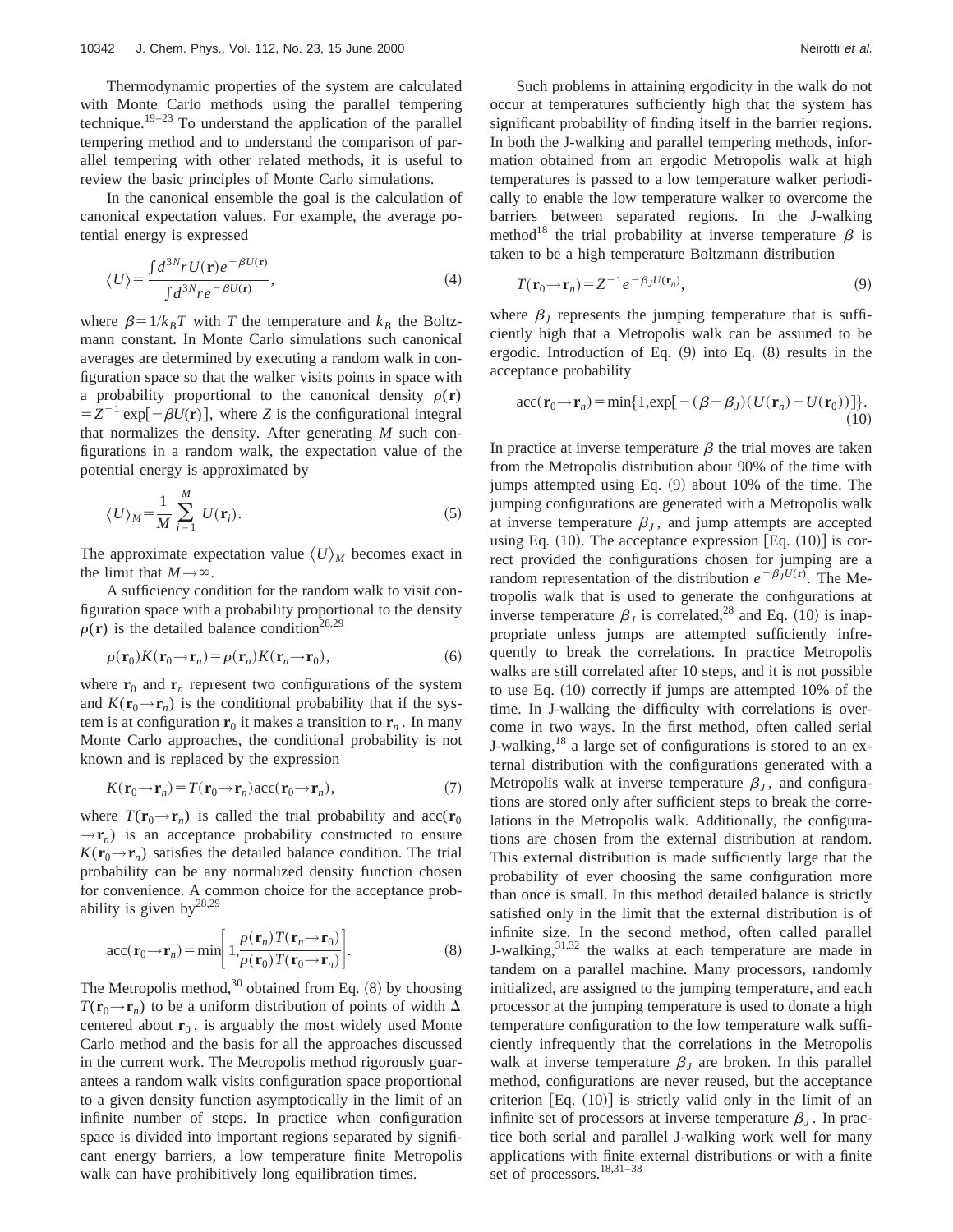Thermodynamic properties of the system are calculated with Monte Carlo methods using the parallel tempering technique.[19–23] To understand the application of the parallel tempering method and to understand the comparison of parallel tempering with other related methods, it is useful to review the basic principles of Monte Carlo simulations.

In the canonical ensemble the goal is the calculation of canonical expectation values. For example, the average potential energy is expressed

$$\langle U \rangle = \frac{\int d^{3N}r\, U(\mathbf{r}) e^{-\beta U(\mathbf{r})}}{\int d^{3N}r\, e^{-\beta U(\mathbf{r})}}, \tag{4}$$

where $\beta = 1/k_B T$ with $T$ the temperature and $k_B$ the Boltzmann constant. In Monte Carlo simulations such canonical averages are determined by executing a random walk in configuration space so that the walker visits points in space with a probability proportional to the canonical density $\rho(\mathbf{r}) = Z^{-1} \exp[-\beta U(\mathbf{r})]$, where $Z$ is the configurational integral that normalizes the density. After generating $M$ such configurations in a random walk, the expectation value of the potential energy is approximated by

$$\langle U \rangle_M = \frac{1}{M} \sum_{i=1}^{M} U(\mathbf{r}_i). \tag{5}$$

The approximate expectation value $\langle U \rangle_M$ becomes exact in the limit that $M \to \infty$.

A sufficiency condition for the random walk to visit configuration space with a probability proportional to the density $\rho(\mathbf{r})$ is the detailed balance condition[28,29]

$$\rho(\mathbf{r}_0) K(\mathbf{r}_0 \to \mathbf{r}_n) = \rho(\mathbf{r}_n) K(\mathbf{r}_n \to \mathbf{r}_0), \tag{6}$$

where $\mathbf{r}_0$ and $\mathbf{r}_n$ represent two configurations of the system and $K(\mathbf{r}_0 \to \mathbf{r}_n)$ is the conditional probability that if the system is at configuration $\mathbf{r}_0$ it makes a transition to $\mathbf{r}_n$. In many Monte Carlo approaches, the conditional probability is not known and is replaced by the expression

$$K(\mathbf{r}_0 \to \mathbf{r}_n) = T(\mathbf{r}_0 \to \mathbf{r}_n) \mathrm{acc}(\mathbf{r}_0 \to \mathbf{r}_n), \tag{7}$$

where $T(\mathbf{r}_0 \to \mathbf{r}_n)$ is called the trial probability and $\mathrm{acc}(\mathbf{r}_0 \to \mathbf{r}_n)$ is an acceptance probability constructed to ensure $K(\mathbf{r}_0 \to \mathbf{r}_n)$ satisfies the detailed balance condition. The trial probability can be any normalized density function chosen for convenience. A common choice for the acceptance probability is given by[28,29]

$$\mathrm{acc}(\mathbf{r}_0 \to \mathbf{r}_n) = \min\left[1, \frac{\rho(\mathbf{r}_n) T(\mathbf{r}_n \to \mathbf{r}_0)}{\rho(\mathbf{r}_0) T(\mathbf{r}_0 \to \mathbf{r}_n)}\right]. \tag{8}$$

The Metropolis method,[30] obtained from Eq. (8) by choosing $T(\mathbf{r}_0 \to \mathbf{r}_n)$ to be a uniform distribution of points of width $\Delta$ centered about $\mathbf{r}_0$, is arguably the most widely used Monte Carlo method and the basis for all the approaches discussed in the current work. The Metropolis method rigorously guarantees a random walk visits configuration space proportional to a given density function asymptotically in the limit of an infinite number of steps. In practice when configuration space is divided into important regions separated by significant energy barriers, a low temperature finite Metropolis walk can have prohibitively long equilibration times.

Such problems in attaining ergodicity in the walk do not occur at temperatures sufficiently high that the system has significant probability of finding itself in the barrier regions. In both the J-walking and parallel tempering methods, information obtained from an ergodic Metropolis walk at high temperatures is passed to a low temperature walker periodically to enable the low temperature walker to overcome the barriers between separated regions. In the J-walking method[18] the trial probability at inverse temperature $\beta$ is taken to be a high temperature Boltzmann distribution

$$T(\mathbf{r}_0 \to \mathbf{r}_n) = Z^{-1} e^{-\beta_J U(\mathbf{r}_n)}, \tag{9}$$

where $\beta_J$ represents the jumping temperature that is sufficiently high that a Metropolis walk can be assumed to be ergodic. Introduction of Eq. (9) into Eq. (8) results in the acceptance probability

$$\mathrm{acc}(\mathbf{r}_0 \to \mathbf{r}_n) = \min\{1, \exp[-(\beta - \beta_J)(U(\mathbf{r}_n) - U(\mathbf{r}_0))]\}. \tag{10}$$

In practice at inverse temperature $\beta$ the trial moves are taken from the Metropolis distribution about 90% of the time with jumps attempted using Eq. (9) about 10% of the time. The jumping configurations are generated with a Metropolis walk at inverse temperature $\beta_J$, and jump attempts are accepted using Eq. (10). The acceptance expression [Eq. (10)] is correct provided the configurations chosen for jumping are a random representation of the distribution $e^{-\beta_J U(\mathbf{r})}$. The Metropolis walk that is used to generate the configurations at inverse temperature $\beta_J$ is correlated,[28] and Eq. (10) is inappropriate unless jumps are attempted sufficiently infrequently to break the correlations. In practice Metropolis walks are still correlated after 10 steps, and it is not possible to use Eq. (10) correctly if jumps are attempted 10% of the time. In J-walking the difficulty with correlations is overcome in two ways. In the first method, often called serial J-walking,[18] a large set of configurations is stored to an external distribution with the configurations generated with a Metropolis walk at inverse temperature $\beta_J$, and configurations are stored only after sufficient steps to break the correlations in the Metropolis walk. Additionally, the configurations are chosen from the external distribution at random. This external distribution is made sufficiently large that the probability of ever choosing the same configuration more than once is small. In this method detailed balance is strictly satisfied only in the limit that the external distribution is of infinite size. In the second method, often called parallel J-walking,[31,32] the walks at each temperature are made in tandem on a parallel machine. Many processors, randomly initialized, are assigned to the jumping temperature, and each processor at the jumping temperature is used to donate a high temperature configuration to the low temperature walk sufficiently infrequently that the correlations in the Metropolis walk at inverse temperature $\beta_J$ are broken. In this parallel method, configurations are never reused, but the acceptance criterion [Eq. (10)] is strictly valid only in the limit of an infinite set of processors at inverse temperature $\beta_J$. In practice both serial and parallel J-walking work well for many applications with finite external distributions or with a finite set of processors.[18,31–38]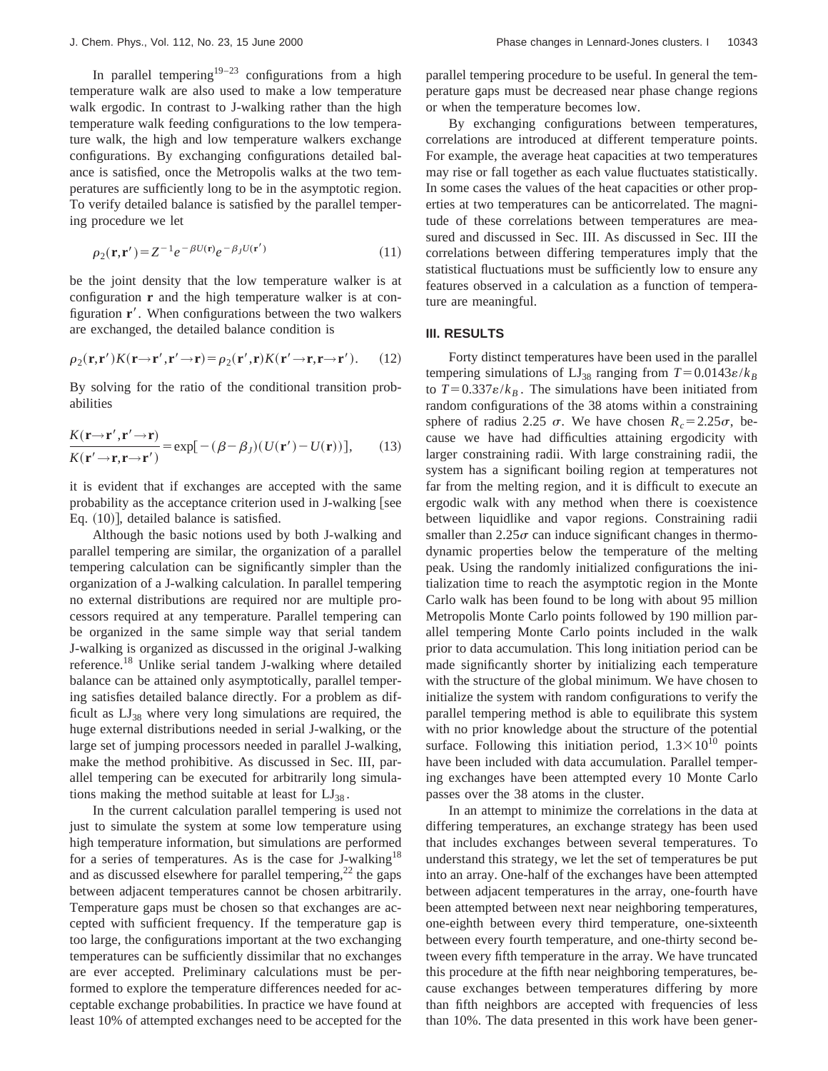In parallel tempering[19–23] configurations from a high temperature walk are also used to make a low temperature walk ergodic. In contrast to J-walking rather than the high temperature walk feeding configurations to the low temperature walk, the high and low temperature walkers exchange configurations. By exchanging configurations detailed balance is satisfied, once the Metropolis walks at the two temperatures are sufficiently long to be in the asymptotic region. To verify detailed balance is satisfied by the parallel tempering procedure we let

$$\rho_2(\mathbf{r},\mathbf{r}') = Z^{-1} e^{-\beta U(\mathbf{r})} e^{-\beta_J U(\mathbf{r}')} \tag{11}$$

be the joint density that the low temperature walker is at configuration $\mathbf{r}$ and the high temperature walker is at configuration $\mathbf{r}'$. When configurations between the two walkers are exchanged, the detailed balance condition is

$$\rho_2(\mathbf{r},\mathbf{r}') K(\mathbf{r}\rightarrow\mathbf{r}',\mathbf{r}'\rightarrow\mathbf{r}) = \rho_2(\mathbf{r}',\mathbf{r}) K(\mathbf{r}'\rightarrow\mathbf{r},\mathbf{r}\rightarrow\mathbf{r}'). \tag{12}$$

By solving for the ratio of the conditional transition probabilities

$$\frac{K(\mathbf{r}\rightarrow\mathbf{r}',\mathbf{r}'\rightarrow\mathbf{r})}{K(\mathbf{r}'\rightarrow\mathbf{r},\mathbf{r}\rightarrow\mathbf{r}')} = \exp[-(\beta-\beta_J)(U(\mathbf{r}')-U(\mathbf{r}))], \tag{13}$$

it is evident that if exchanges are accepted with the same probability as the acceptance criterion used in J-walking [see Eq. (10)], detailed balance is satisfied.

Although the basic notions used by both J-walking and parallel tempering are similar, the organization of a parallel tempering calculation can be significantly simpler than the organization of a J-walking calculation. In parallel tempering no external distributions are required nor are multiple processors required at any temperature. Parallel tempering can be organized in the same simple way that serial tandem J-walking is organized as discussed in the original J-walking reference.[18] Unlike serial tandem J-walking where detailed balance can be attained only asymptotically, parallel tempering satisfies detailed balance directly. For a problem as difficult as $LJ_{38}$ where very long simulations are required, the huge external distributions needed in serial J-walking, or the large set of jumping processors needed in parallel J-walking, make the method prohibitive. As discussed in Sec. III, parallel tempering can be executed for arbitrarily long simulations making the method suitable at least for $LJ_{38}$.

In the current calculation parallel tempering is used not just to simulate the system at some low temperature using high temperature information, but simulations are performed for a series of temperatures. As is the case for J-walking[18] and as discussed elsewhere for parallel tempering,[22] the gaps between adjacent temperatures cannot be chosen arbitrarily. Temperature gaps must be chosen so that exchanges are accepted with sufficient frequency. If the temperature gap is too large, the configurations important at the two exchanging temperatures can be sufficiently dissimilar that no exchanges are ever accepted. Preliminary calculations must be performed to explore the temperature differences needed for acceptable exchange probabilities. In practice we have found at least 10% of attempted exchanges need to be accepted for the parallel tempering procedure to be useful. In general the temperature gaps must be decreased near phase change regions or when the temperature becomes low.

By exchanging configurations between temperatures, correlations are introduced at different temperature points. For example, the average heat capacities at two temperatures may rise or fall together as each value fluctuates statistically. In some cases the values of the heat capacities or other properties at two temperatures can be anticorrelated. The magnitude of these correlations between temperatures are measured and discussed in Sec. III. As discussed in Sec. III the correlations between differing temperatures imply that the statistical fluctuations must be sufficiently low to ensure any features observed in a calculation as a function of temperature are meaningful.

## III. RESULTS

Forty distinct temperatures have been used in the parallel tempering simulations of $LJ_{38}$ ranging from $T=0.0143\varepsilon/k_B$ to $T=0.337\varepsilon/k_B$. The simulations have been initiated from random configurations of the 38 atoms within a constraining sphere of radius 2.25 $\sigma$. We have chosen $R_c=2.25\sigma$, because we have had difficulties attaining ergodicity with larger constraining radii. With large constraining radii, the system has a significant boiling region at temperatures not far from the melting region, and it is difficult to execute an ergodic walk with any method when there is coexistence between liquidlike and vapor regions. Constraining radii smaller than $2.25\sigma$ can induce significant changes in thermodynamic properties below the temperature of the melting peak. Using the randomly initialized configurations the initialization time to reach the asymptotic region in the Monte Carlo walk has been found to be long with about 95 million Metropolis Monte Carlo points followed by 190 million parallel tempering Monte Carlo points included in the walk prior to data accumulation. This long initiation period can be made significantly shorter by initializing each temperature with the structure of the global minimum. We have chosen to initialize the system with random configurations to verify the parallel tempering method is able to equilibrate this system with no prior knowledge about the structure of the potential surface. Following this initiation period, $1.3\times10^{10}$ points have been included with data accumulation. Parallel tempering exchanges have been attempted every 10 Monte Carlo passes over the 38 atoms in the cluster.

In an attempt to minimize the correlations in the data at differing temperatures, an exchange strategy has been used that includes exchanges between several temperatures. To understand this strategy, we let the set of temperatures be put into an array. One-half of the exchanges have been attempted between adjacent temperatures in the array, one-fourth have been attempted between next near neighboring temperatures, one-eighth between every third temperature, one-sixteenth between every fourth temperature, and one-thirty second between every fifth temperature in the array. We have truncated this procedure at the fifth near neighboring temperatures, because exchanges between temperatures differing by more than fifth neighbors are accepted with frequencies of less than 10%. The data presented in this work have been gener-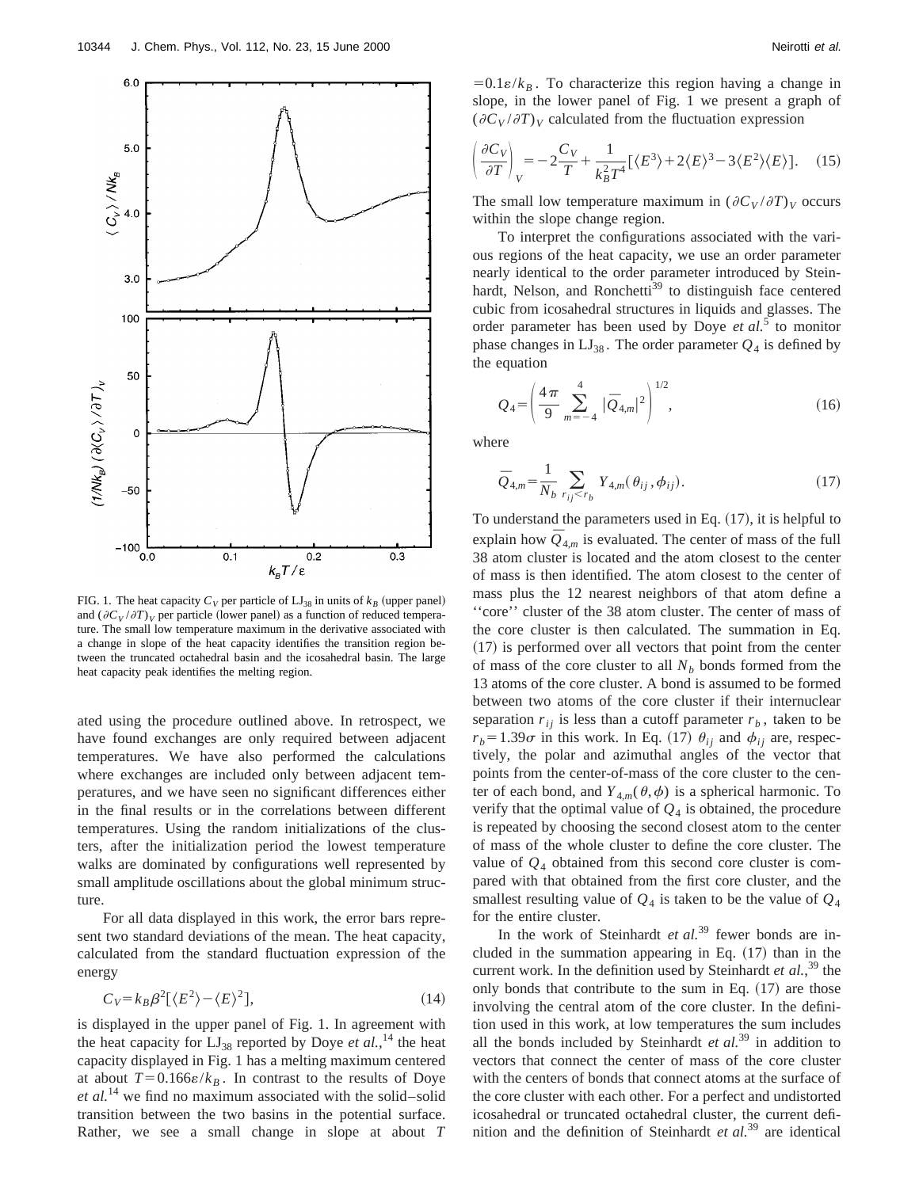FIG. 1. The heat capacity $C_V$ per particle of $LJ_{38}$ in units of $k_B$ (upper panel) and $(\partial C_V/\partial T)_V$ per particle (lower panel) as a function of reduced temperature. The small low temperature maximum in the derivative associated with a change in slope of the heat capacity identifies the transition region between the truncated octahedral basin and the icosahedral basin. The large heat capacity peak identifies the melting region.

ated using the procedure outlined above. In retrospect, we have found exchanges are only required between adjacent temperatures. We have also performed the calculations where exchanges are included only between adjacent temperatures, and we have seen no significant differences either in the final results or in the correlations between different temperatures. Using the random initializations of the clusters, after the initialization period the lowest temperature walks are dominated by configurations well represented by small amplitude oscillations about the global minimum structure.

For all data displayed in this work, the error bars represent two standard deviations of the mean. The heat capacity, calculated from the standard fluctuation expression of the energy

$$C_V = k_B \beta^2 [\langle E^2 \rangle - \langle E \rangle^2], \tag{14}$$

is displayed in the upper panel of Fig. 1. In agreement with the heat capacity for $LJ_{38}$ reported by Doye *et al.*,[14] the heat capacity displayed in Fig. 1 has a melting maximum centered at about $T = 0.166\varepsilon/k_B$. In contrast to the results of Doye *et al.*[14] we find no maximum associated with the solid–solid transition between the two basins in the potential surface. Rather, we see a small change in slope at about $T = 0.1\varepsilon/k_B$. To characterize this region having a change in slope, in the lower panel of Fig. 1 we present a graph of $(\partial C_V/\partial T)_V$ calculated from the fluctuation expression

$$\left(\frac{\partial C_V}{\partial T}\right)_V = -2\frac{C_V}{T} + \frac{1}{k_B^2 T^4}[\langle E^3 \rangle + 2\langle E \rangle^3 - 3\langle E^2 \rangle \langle E \rangle]. \tag{15}$$

The small low temperature maximum in $(\partial C_V/\partial T)_V$ occurs within the slope change region.

To interpret the configurations associated with the various regions of the heat capacity, we use an order parameter nearly identical to the order parameter introduced by Steinhardt, Nelson, and Ronchetti[39] to distinguish face centered cubic from icosahedral structures in liquids and glasses. The order parameter has been used by Doye *et al.*[5] to monitor phase changes in $LJ_{38}$. The order parameter $Q_4$ is defined by the equation

$$Q_4 = \left( \frac{4\pi}{9} \sum_{m=-4}^{4} |\bar{Q}_{4,m}|^2 \right)^{1/2}, \tag{16}$$

where

$$\bar{Q}_{4,m} = \frac{1}{N_b} \sum_{r_{ij} < r_b} Y_{4,m}(\theta_{ij}, \phi_{ij}). \tag{17}$$

To understand the parameters used in Eq. (17), it is helpful to explain how $\bar{Q}_{4,m}$ is evaluated. The center of mass of the full 38 atom cluster is located and the atom closest to the center of mass is then identified. The atom closest to the center of mass plus the 12 nearest neighbors of that atom define a ''core'' cluster of the 38 atom cluster. The center of mass of the core cluster is then calculated. The summation in Eq. (17) is performed over all vectors that point from the center of mass of the core cluster to all $N_b$ bonds formed from the 13 atoms of the core cluster. A bond is assumed to be formed between two atoms of the core cluster if their internuclear separation $r_{ij}$ is less than a cutoff parameter $r_b$, taken to be $r_b = 1.39\sigma$ in this work. In Eq. (17) $\theta_{ij}$ and $\phi_{ij}$ are, respectively, the polar and azimuthal angles of the vector that points from the center-of-mass of the core cluster to the center of each bond, and $Y_{4,m}(\theta,\phi)$ is a spherical harmonic. To verify that the optimal value of $Q_4$ is obtained, the procedure is repeated by choosing the second closest atom to the center of mass of the whole cluster to define the core cluster. The value of $Q_4$ obtained from this second core cluster is compared with that obtained from the first core cluster, and the smallest resulting value of $Q_4$ is taken to be the value of $Q_4$ for the entire cluster.

In the work of Steinhardt *et al.*[39] fewer bonds are included in the summation appearing in Eq. (17) than in the current work. In the definition used by Steinhardt *et al.*,[39] the only bonds that contribute to the sum in Eq. (17) are those involving the central atom of the core cluster. In the definition used in this work, at low temperatures the sum includes all the bonds included by Steinhardt *et al.*[39] in addition to vectors that connect the center of mass of the core cluster with the centers of bonds that connect atoms at the surface of the core cluster with each other. For a perfect and undistorted icosahedral or truncated octahedral cluster, the current definition and the definition of Steinhardt *et al.*[39] are identical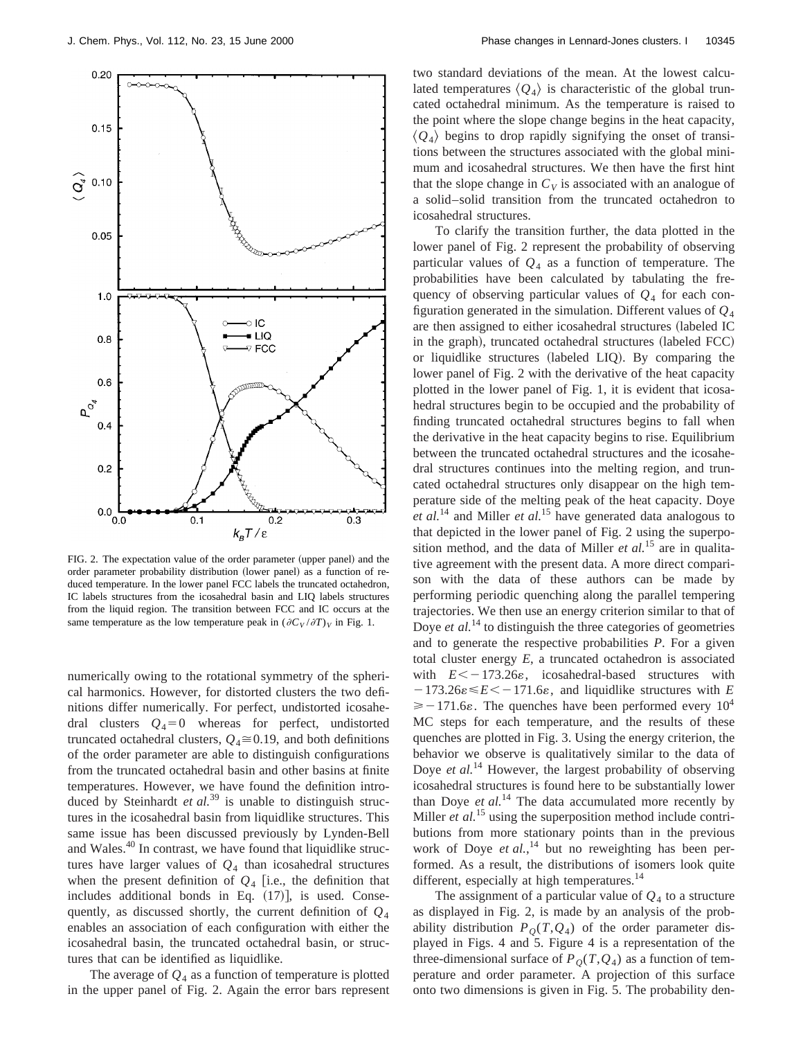FIG. 2. The expectation value of the order parameter (upper panel) and the order parameter probability distribution (lower panel) as a function of reduced temperature. In the lower panel FCC labels the truncated octahedron, IC labels structures from the icosahedral basin and LIQ labels structures from the liquid region. The transition between FCC and IC occurs at the same temperature as the low temperature peak in $(\partial C_V/\partial T)_V$ in Fig. 1.

numerically owing to the rotational symmetry of the spherical harmonics. However, for distorted clusters the two definitions differ numerically. For perfect, undistorted icosahedral clusters $Q_4=0$ whereas for perfect, undistorted truncated octahedral clusters, $Q_4 \cong 0.19$, and both definitions of the order parameter are able to distinguish configurations from the truncated octahedral basin and other basins at finite temperatures. However, we have found the definition introduced by Steinhardt *et al.*[39] is unable to distinguish structures in the icosahedral basin from liquidlike structures. This same issue has been discussed previously by Lynden-Bell and Wales.[40] In contrast, we have found that liquidlike structures have larger values of $Q_4$ than icosahedral structures when the present definition of $Q_4$ [i.e., the definition that includes additional bonds in Eq. (17)], is used. Consequently, as discussed shortly, the current definition of $Q_4$ enables an association of each configuration with either the icosahedral basin, the truncated octahedral basin, or structures that can be identified as liquidlike.

The average of $Q_4$ as a function of temperature is plotted in the upper panel of Fig. 2. Again the error bars represent two standard deviations of the mean. At the lowest calculated temperatures $\langle Q_4 \rangle$ is characteristic of the global truncated octahedral minimum. As the temperature is raised to the point where the slope change begins in the heat capacity, $\langle Q_4 \rangle$ begins to drop rapidly signifying the onset of transitions between the structures associated with the global minimum and icosahedral structures. We then have the first hint that the slope change in $C_V$ is associated with an analogue of a solid–solid transition from the truncated octahedron to icosahedral structures.

To clarify the transition further, the data plotted in the lower panel of Fig. 2 represent the probability of observing particular values of $Q_4$ as a function of temperature. The probabilities have been calculated by tabulating the frequency of observing particular values of $Q_4$ for each configuration generated in the simulation. Different values of $Q_4$ are then assigned to either icosahedral structures (labeled IC in the graph), truncated octahedral structures (labeled FCC) or liquidlike structures (labeled LIQ). By comparing the lower panel of Fig. 2 with the derivative of the heat capacity plotted in the lower panel of Fig. 1, it is evident that icosahedral structures begin to be occupied and the probability of finding truncated octahedral structures begins to fall when the derivative in the heat capacity begins to rise. Equilibrium between the truncated octahedral structures and the icosahedral structures continues into the melting region, and truncated octahedral structures only disappear on the high temperature side of the melting peak of the heat capacity. Doye *et al.*[14] and Miller *et al.*[15] have generated data analogous to that depicted in the lower panel of Fig. 2 using the superposition method, and the data of Miller *et al.*[15] are in qualitative agreement with the present data. A more direct comparison with the data of these authors can be made by performing periodic quenching along the parallel tempering trajectories. We then use an energy criterion similar to that of Doye *et al.*[14] to distinguish the three categories of geometries and to generate the respective probabilities $P$. For a given total cluster energy $E$, a truncated octahedron is associated with $E < -173.26\varepsilon$, icosahedral-based structures with $-173.26\varepsilon \leq E < -171.6\varepsilon$, and liquidlike structures with $E \geq -171.6\varepsilon$. The quenches have been performed every $10^4$ MC steps for each temperature, and the results of these quenches are plotted in Fig. 3. Using the energy criterion, the behavior we observe is qualitatively similar to the data of Doye *et al.*[14] However, the largest probability of observing icosahedral structures is found here to be substantially lower than Doye *et al.*[14] The data accumulated more recently by Miller *et al.*[15] using the superposition method include contributions from more stationary points than in the previous work of Doye *et al.*,[14] but no reweighting has been performed. As a result, the distributions of isomers look quite different, especially at high temperatures.[14]

The assignment of a particular value of $Q_4$ to a structure as displayed in Fig. 2, is made by an analysis of the probability distribution $P_Q(T,Q_4)$ of the order parameter displayed in Figs. 4 and 5. Figure 4 is a representation of the three-dimensional surface of $P_Q(T,Q_4)$ as a function of temperature and order parameter. A projection of this surface onto two dimensions is given in Fig. 5. The probability den-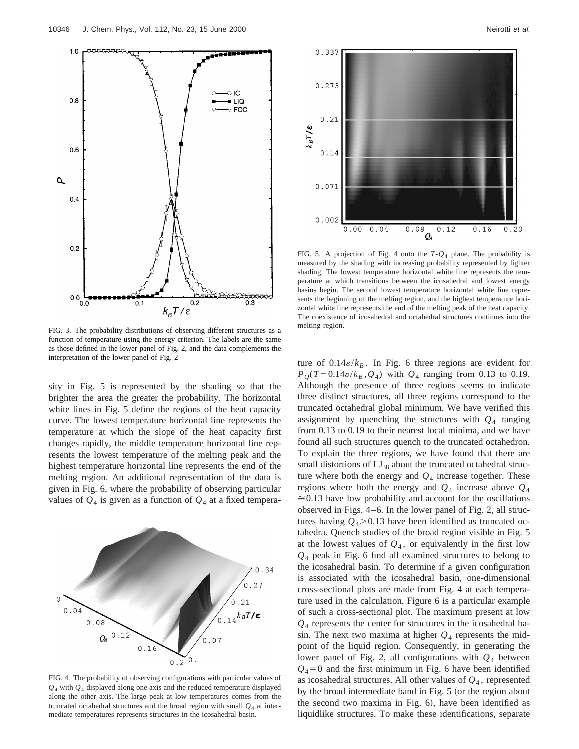FIG. 3. The probability distributions of observing different structures as a function of temperature using the energy criterion. The labels are the same as those defined in the lower panel of Fig. 2, and the data complements the interpretation of the lower panel of Fig. 2

sity in Fig. 5 is represented by the shading so that the brighter the area the greater the probability. The horizontal white lines in Fig. 5 define the regions of the heat capacity curve. The lowest temperature horizontal line represents the temperature at which the slope of the heat capacity first changes rapidly, the middle temperature horizontal line represents the lowest temperature of the melting peak and the highest temperature horizontal line represents the end of the melting region. An additional representation of the data is given in Fig. 6, where the probability of observing particular values of $Q_4$ is given as a function of $Q_4$ at a fixed temperature of $0.14\varepsilon/k_B$. In Fig. 6 three regions are evident for $P_Q(T=0.14\varepsilon/k_B, Q_4)$ with $Q_4$ ranging from 0.13 to 0.19. Although the presence of three regions seems to indicate three distinct structures, all three regions correspond to the truncated octahedral global minimum. We have verified this assignment by quenching the structures with $Q_4$ ranging from 0.13 to 0.19 to their nearest local minima, and we have found all such structures quench to the truncated octahedron. To explain the three regions, we have found that there are small distortions of $LJ_{38}$ about the truncated octahedral structure where both the energy and $Q_4$ increase together. These regions where both the energy and $Q_4$ increase above $Q_4 \cong 0.13$ have low probability and account for the oscillations observed in Figs. 4–6. In the lower panel of Fig. 2, all structures having $Q_4 > 0.13$ have been identified as truncated octahedra. Quench studies of the broad region visible in Fig. 5 at the lowest values of $Q_4$, or equivalently in the first low $Q_4$ peak in Fig. 6 find all examined structures to belong to the icosahedral basin. To determine if a given configuration is associated with the icosahedral basin, one-dimensional cross-sectional plots are made from Fig. 4 at each temperature used in the calculation. Figure 6 is a particular example of such a cross-sectional plot. The maximum present at low $Q_4$ represents the center for structures in the icosahedral basin. The next two maxima at higher $Q_4$ represents the midpoint of the liquid region. Consequently, in generating the lower panel of Fig. 2, all configurations with $Q_4$ between $Q_4 = 0$ and the first minimum in Fig. 6 have been identified as icosahedral structures. All other values of $Q_4$, represented by the broad intermediate band in Fig. 5 (or the region about the second two maxima in Fig. 6), have been identified as liquidlike structures. To make these identifications, separate

FIG. 4. The probability of observing configurations with particular values of $Q_4$ with $Q_4$ displayed along one axis and the reduced temperature displayed along the other axis. The large peak at low temperatures comes from the truncated octahedral structures and the broad region with small $Q_4$ at intermediate temperatures represents structures in the icosahedral basin.

FIG. 5. A projection of Fig. 4 onto the $T$-$Q_4$ plane. The probability is measured by the shading with increasing probability represented by lighter shading. The lowest temperature horizontal white line represents the temperature at which transitions between the icosahedral and lowest energy basins begin. The second lowest temperature horizontal white line represents the beginning of the melting region, and the highest temperature horizontal white line represents the end of the melting peak of the heat capacity. The coexistence of icosahedral and octahedral structures continues into the melting region.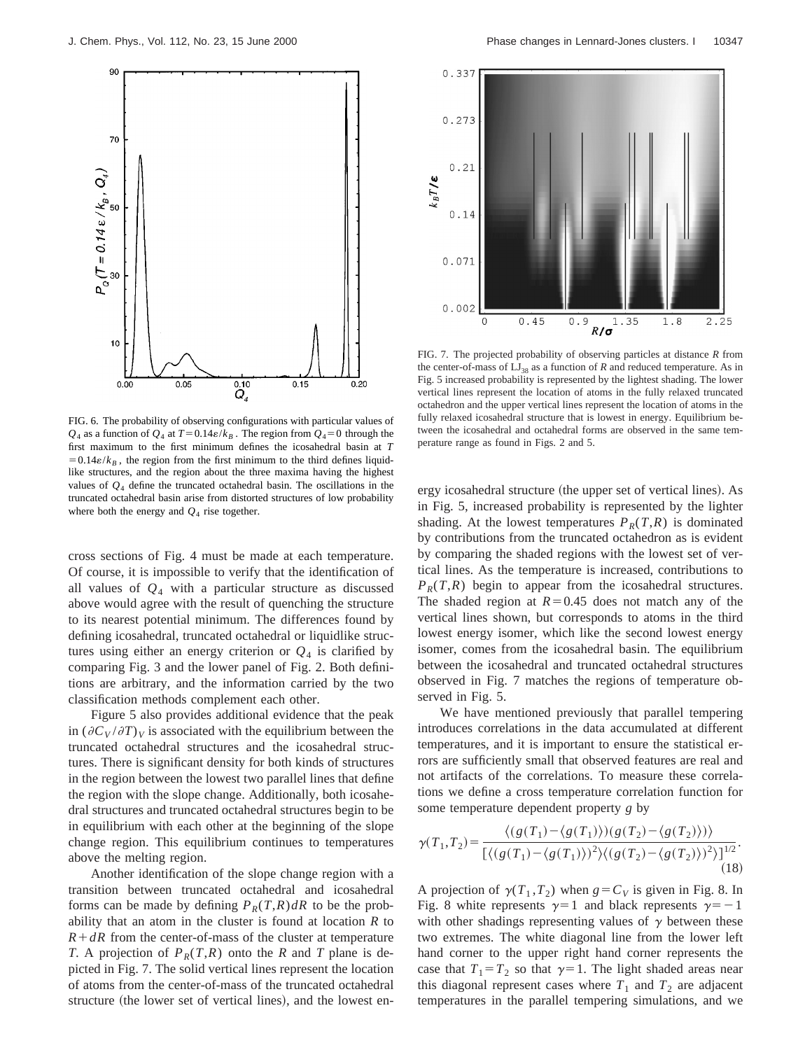FIG. 6. The probability of observing configurations with particular values of $Q_4$ as a function of $Q_4$ at $T=0.14\varepsilon/k_B$. The region from $Q_4=0$ through the first maximum to the first minimum defines the icosahedral basin at $T=0.14\varepsilon/k_B$, the region from the first minimum to the third defines liquid-like structures, and the region about the three maxima having the highest values of $Q_4$ define the truncated octahedral basin. The oscillations in the truncated octahedral basin arise from distorted structures of low probability where both the energy and $Q_4$ rise together.

cross sections of Fig. 4 must be made at each temperature. Of course, it is impossible to verify that the identification of all values of $Q_4$ with a particular structure as discussed above would agree with the result of quenching the structure to its nearest potential minimum. The differences found by defining icosahedral, truncated octahedral or liquidlike structures using either an energy criterion or $Q_4$ is clarified by comparing Fig. 3 and the lower panel of Fig. 2. Both definitions are arbitrary, and the information carried by the two classification methods complement each other.

Figure 5 also provides additional evidence that the peak in $(\partial C_V/\partial T)_V$ is associated with the equilibrium between the truncated octahedral structures and the icosahedral structures. There is significant density for both kinds of structures in the region between the lowest two parallel lines that define the region with the slope change. Additionally, both icosahedral structures and truncated octahedral structures begin to be in equilibrium with each other at the beginning of the slope change region. This equilibrium continues to temperatures above the melting region.

Another identification of the slope change region with a transition between truncated octahedral and icosahedral forms can be made by defining $P_R(T,R)dR$ to be the probability that an atom in the cluster is found at location $R$ to $R+dR$ from the center-of-mass of the cluster at temperature $T$. A projection of $P_R(T,R)$ onto the $R$ and $T$ plane is depicted in Fig. 7. The solid vertical lines represent the location of atoms from the center-of-mass of the truncated octahedral structure (the lower set of vertical lines), and the lowest energy icosahedral structure (the upper set of vertical lines). As in Fig. 5, increased probability is represented by the lighter shading. At the lowest temperatures $P_R(T,R)$ is dominated by contributions from the truncated octahedron as is evident by comparing the shaded regions with the lowest set of vertical lines. As the temperature is increased, contributions to $P_R(T,R)$ begin to appear from the icosahedral structures. The shaded region at $R=0.45$ does not match any of the vertical lines shown, but corresponds to atoms in the third lowest energy isomer, which like the second lowest energy isomer, comes from the icosahedral basin. The equilibrium between the icosahedral and truncated octahedral structures observed in Fig. 7 matches the regions of temperature observed in Fig. 5.

FIG. 7. The projected probability of observing particles at distance $R$ from the center-of-mass of $LJ_{38}$ as a function of $R$ and reduced temperature. As in Fig. 5 increased probability is represented by the lightest shading. The lower vertical lines represent the location of atoms in the fully relaxed truncated octahedron and the upper vertical lines represent the location of atoms in the fully relaxed icosahedral structure that is lowest in energy. Equilibrium between the icosahedral and octahedral forms are observed in the same temperature range as found in Figs. 2 and 5.

We have mentioned previously that parallel tempering introduces correlations in the data accumulated at different temperatures, and it is important to ensure the statistical errors are sufficiently small that observed features are real and not artifacts of the correlations. To measure these correlations we define a cross temperature correlation function for some temperature dependent property $g$ by

$$\gamma(T_1,T_2)=\frac{\langle(g(T_1)-\langle g(T_1)\rangle)(g(T_2)-\langle g(T_2)\rangle)\rangle}{[\langle(g(T_1)-\langle g(T_1)\rangle)^2\rangle\langle(g(T_2)-\langle g(T_2)\rangle)^2\rangle]^{1/2}}. \tag{18}$$

A projection of $\gamma(T_1,T_2)$ when $g=C_V$ is given in Fig. 8. In Fig. 8 white represents $\gamma=1$ and black represents $\gamma=-1$ with other shadings representing values of $\gamma$ between these two extremes. The white diagonal line from the lower left hand corner to the upper right hand corner represents the case that $T_1=T_2$ so that $\gamma=1$. The light shaded areas near this diagonal represent cases where $T_1$ and $T_2$ are adjacent temperatures in the parallel tempering simulations, and we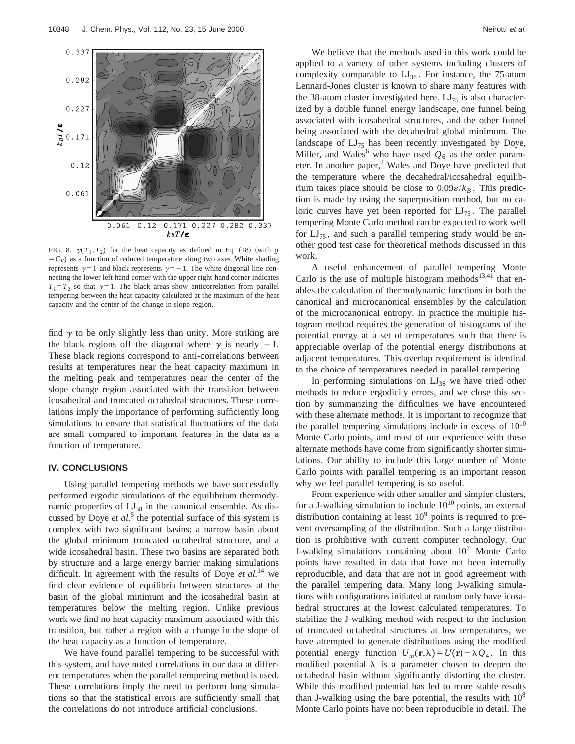FIG. 8. $\gamma(T_1,T_2)$ for the heat capacity as defined in Eq. (18) (with $g = C_V$) as a function of reduced temperature along two axes. White shading represents $\gamma=1$ and black represents $\gamma=-1$. The white diagonal line connecting the lower left-hand corner with the upper right-hand corner indicates $T_1=T_2$ so that $\gamma=1$. The black areas show anticorrelation from parallel tempering between the heat capacity calculated at the maximum of the heat capacity and the center of the change in slope region.

find $\gamma$ to be only slightly less than unity. More striking are the black regions off the diagonal where $\gamma$ is nearly $-1$. These black regions correspond to anti-correlations between results at temperatures near the heat capacity maximum in the melting peak and temperatures near the center of the slope change region associated with the transition between icosahedral and truncated octahedral structures. These correlations imply the importance of performing sufficiently long simulations to ensure that statistical fluctuations of the data are small compared to important features in the data as a function of temperature.

## IV. CONCLUSIONS

Using parallel tempering methods we have successfully performed ergodic simulations of the equilibrium thermodynamic properties of $LJ_{38}$ in the canonical ensemble. As discussed by Doye *et al.*[5] the potential surface of this system is complex with two significant basins; a narrow basin about the global minimum truncated octahedral structure, and a wide icosahedral basin. These two basins are separated both by structure and a large energy barrier making simulations difficult. In agreement with the results of Doye *et al.*[14] we find clear evidence of equilibria between structures at the basin of the global minimum and the icosahedral basin at temperatures below the melting region. Unlike previous work we find no heat capacity maximum associated with this transition, but rather a region with a change in the slope of the heat capacity as a function of temperature.

We have found parallel tempering to be successful with this system, and have noted correlations in our data at different temperatures when the parallel tempering method is used. These correlations imply the need to perform long simulations so that the statistical errors are sufficiently small that the correlations do not introduce artificial conclusions.

We believe that the methods used in this work could be applied to a variety of other systems including clusters of complexity comparable to $LJ_{38}$. For instance, the 75-atom Lennard-Jones cluster is known to share many features with the 38-atom cluster investigated here. $LJ_{75}$ is also characterized by a double funnel energy landscape, one funnel being associated with icosahedral structures, and the other funnel being associated with the decahedral global minimum. The landscape of $LJ_{75}$ has been recently investigated by Doye, Miller, and Wales[6] who have used $Q_6$ as the order parameter. In another paper,[2] Wales and Doye have predicted that the temperature where the decahedral/icosahedral equilibrium takes place should be close to $0.09\varepsilon/k_B$. This prediction is made by using the superposition method, but no caloric curves have yet been reported for $LJ_{75}$. The parallel tempering Monte Carlo method can be expected to work well for $LJ_{75}$, and such a parallel tempering study would be another good test case for theoretical methods discussed in this work.

A useful enhancement of parallel tempering Monte Carlo is the use of multiple histogram methods[13,41] that enables the calculation of thermodynamic functions in both the canonical and microcanonical ensembles by the calculation of the microcanonical entropy. In practice the multiple histogram method requires the generation of histograms of the potential energy at a set of temperatures such that there is appreciable overlap of the potential energy distributions at adjacent temperatures. This overlap requirement is identical to the choice of temperatures needed in parallel tempering.

In performing simulations on $LJ_{38}$ we have tried other methods to reduce ergodicity errors, and we close this section by summarizing the difficulties we have encountered with these alternate methods. It is important to recognize that the parallel tempering simulations include in excess of $10^{10}$ Monte Carlo points, and most of our experience with these alternate methods have come from significantly shorter simulations. Our ability to include this large number of Monte Carlo points with parallel tempering is an important reason why we feel parallel tempering is so useful.

From experience with other smaller and simpler clusters, for a J-walking simulation to include $10^{10}$ points, an external distribution containing at least $10^9$ points is required to prevent oversampling of the distribution. Such a large distribution is prohibitive with current computer technology. Our J-walking simulations containing about $10^7$ Monte Carlo points have resulted in data that have not been internally reproducible, and data that are not in good agreement with the parallel tempering data. Many long J-walking simulations with configurations initiated at random only have icosahedral structures at the lowest calculated temperatures. To stabilize the J-walking method with respect to the inclusion of truncated octahedral structures at low temperatures, we have attempted to generate distributions using the modified potential energy function $U_m(\mathbf{r},\lambda)=U(\mathbf{r})-\lambda Q_4$. In this modified potential $\lambda$ is a parameter chosen to deepen the octahedral basin without significantly distorting the cluster. While this modified potential has led to more stable results than J-walking using the bare potential, the results with $10^8$ Monte Carlo points have not been reproducible in detail. The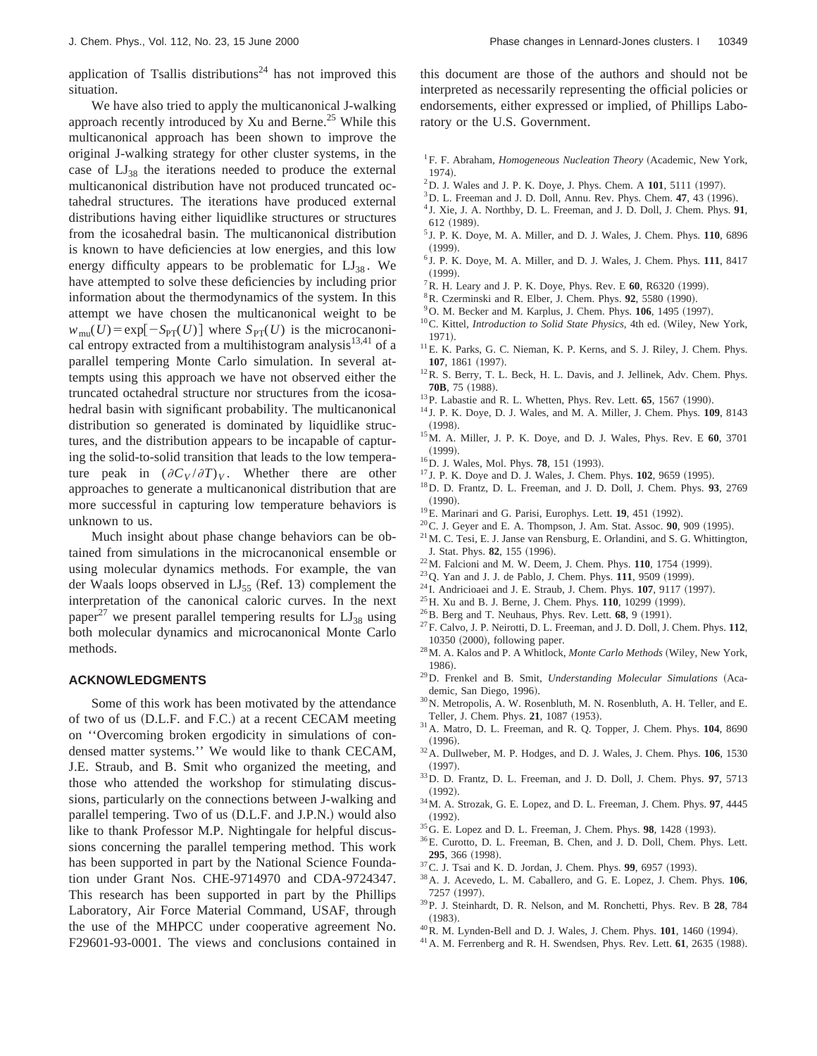application of Tsallis distributions[24] has not improved this situation.

We have also tried to apply the multicanonical J-walking approach recently introduced by Xu and Berne.[25] While this multicanonical approach has been shown to improve the original J-walking strategy for other cluster systems, in the case of $LJ_{38}$ the iterations needed to produce the external multicanonical distribution have not produced truncated octahedral structures. The iterations have produced external distributions having either liquidlike structures or structures from the icosahedral basin. The multicanonical distribution is known to have deficiencies at low energies, and this low energy difficulty appears to be problematic for $LJ_{38}$. We have attempted to solve these deficiencies by including prior information about the thermodynamics of the system. In this attempt we have chosen the multicanonical weight to be $w_{mu}(U)=\exp[-S_{PT}(U)]$ where $S_{PT}(U)$ is the microcanonical entropy extracted from a multihistogram analysis[13,41] of a parallel tempering Monte Carlo simulation. In several attempts using this approach we have not observed either the truncated octahedral structure nor structures from the icosahedral basin with significant probability. The multicanonical distribution so generated is dominated by liquidlike structures, and the distribution appears to be incapable of capturing the solid-to-solid transition that leads to the low temperature peak in $(\partial C_V/\partial T)_V$. Whether there are other approaches to generate a multicanonical distribution that are more successful in capturing low temperature behaviors is unknown to us.

Much insight about phase change behaviors can be obtained from simulations in the microcanonical ensemble or using molecular dynamics methods. For example, the van der Waals loops observed in $LJ_{55}$ (Ref. 13) complement the interpretation of the canonical caloric curves. In the next paper[27] we present parallel tempering results for $LJ_{38}$ using both molecular dynamics and microcanonical Monte Carlo methods.

## ACKNOWLEDGMENTS

Some of this work has been motivated by the attendance of two of us (D.L.F. and F.C.) at a recent CECAM meeting on ''Overcoming broken ergodicity in simulations of condensed matter systems.'' We would like to thank CECAM, J.E. Straub, and B. Smit who organized the meeting, and those who attended the workshop for stimulating discussions, particularly on the connections between J-walking and parallel tempering. Two of us (D.L.F. and J.P.N.) would also like to thank Professor M.P. Nightingale for helpful discussions concerning the parallel tempering method. This work has been supported in part by the National Science Foundation under Grant Nos. CHE-9714970 and CDA-9724347. This research has been supported in part by the Phillips Laboratory, Air Force Material Command, USAF, through the use of the MHPCC under cooperative agreement No. F29601-93-0001. The views and conclusions contained in this document are those of the authors and should not be interpreted as necessarily representing the official policies or endorsements, either expressed or implied, of Phillips Laboratory or the U.S. Government.

[1] F. F. Abraham, *Homogeneous Nucleation Theory* (Academic, New York, 1974).
[2] D. J. Wales and J. P. K. Doye, J. Phys. Chem. A **101**, 5111 (1997).
[3] D. L. Freeman and J. D. Doll, Annu. Rev. Phys. Chem. **47**, 43 (1996).
[4] J. Xie, J. A. Northby, D. L. Freeman, and J. D. Doll, J. Chem. Phys. **91**, 612 (1989).
[5] J. P. K. Doye, M. A. Miller, and D. J. Wales, J. Chem. Phys. **110**, 6896 (1999).
[6] J. P. K. Doye, M. A. Miller, and D. J. Wales, J. Chem. Phys. **111**, 8417 (1999).
[7] R. H. Leary and J. P. K. Doye, Phys. Rev. E **60**, R6320 (1999).
[8] R. Czerminski and R. Elber, J. Chem. Phys. **92**, 5580 (1990).
[9] O. M. Becker and M. Karplus, J. Chem. Phys. **106**, 1495 (1997).
[10] C. Kittel, *Introduction to Solid State Physics*, 4th ed. (Wiley, New York, 1971).
[11] E. K. Parks, G. C. Nieman, K. P. Kerns, and S. J. Riley, J. Chem. Phys. **107**, 1861 (1997).
[12] R. S. Berry, T. L. Beck, H. L. Davis, and J. Jellinek, Adv. Chem. Phys. **70B**, 75 (1988).
[13] P. Labastie and R. L. Whetten, Phys. Rev. Lett. **65**, 1567 (1990).
[14] J. P. K. Doye, D. J. Wales, and M. A. Miller, J. Chem. Phys. **109**, 8143 (1998).
[15] M. A. Miller, J. P. K. Doye, and D. J. Wales, Phys. Rev. E **60**, 3701 (1999).
[16] D. J. Wales, Mol. Phys. **78**, 151 (1993).
[17] J. P. K. Doye and D. J. Wales, J. Chem. Phys. **102**, 9659 (1995).
[18] D. D. Frantz, D. L. Freeman, and J. D. Doll, J. Chem. Phys. **93**, 2769 (1990).
[19] E. Marinari and G. Parisi, Europhys. Lett. **19**, 451 (1992).
[20] C. J. Geyer and E. A. Thompson, J. Am. Stat. Assoc. **90**, 909 (1995).
[21] M. C. Tesi, E. J. Janse van Rensburg, E. Orlandini, and S. G. Whittington, J. Stat. Phys. **82**, 155 (1996).
[22] M. Falcioni and M. W. Deem, J. Chem. Phys. **110**, 1754 (1999).
[23] Q. Yan and J. J. de Pablo, J. Chem. Phys. **111**, 9509 (1999).
[24] I. Andricioaei and J. E. Straub, J. Chem. Phys. **107**, 9117 (1997).
[25] H. Xu and B. J. Berne, J. Chem. Phys. **110**, 10299 (1999).
[26] B. Berg and T. Neuhaus, Phys. Rev. Lett. **68**, 9 (1991).
[27] F. Calvo, J. P. Neirotti, D. L. Freeman, and J. D. Doll, J. Chem. Phys. **112**, 10350 (2000), following paper.
[28] M. A. Kalos and P. A Whitlock, *Monte Carlo Methods* (Wiley, New York, 1986).
[29] D. Frenkel and B. Smit, *Understanding Molecular Simulations* (Academic, San Diego, 1996).
[30] N. Metropolis, A. W. Rosenbluth, M. N. Rosenbluth, A. H. Teller, and E. Teller, J. Chem. Phys. **21**, 1087 (1953).
[31] A. Matro, D. L. Freeman, and R. Q. Topper, J. Chem. Phys. **104**, 8690 (1996).
[32] A. Dullweber, M. P. Hodges, and D. J. Wales, J. Chem. Phys. **106**, 1530 (1997).
[33] D. D. Frantz, D. L. Freeman, and J. D. Doll, J. Chem. Phys. **97**, 5713 (1992).
[34] M. A. Strozak, G. E. Lopez, and D. L. Freeman, J. Chem. Phys. **97**, 4445 (1992).
[35] G. E. Lopez and D. L. Freeman, J. Chem. Phys. **98**, 1428 (1993).
[36] E. Curotto, D. L. Freeman, B. Chen, and J. D. Doll, Chem. Phys. Lett. **295**, 366 (1998).
[37] C. J. Tsai and K. D. Jordan, J. Chem. Phys. **99**, 6957 (1993).
[38] A. J. Acevedo, L. M. Caballero, and G. E. Lopez, J. Chem. Phys. **106**, 7257 (1997).
[39] P. J. Steinhardt, D. R. Nelson, and M. Ronchetti, Phys. Rev. B **28**, 784 (1983).
[40] R. M. Lynden-Bell and D. J. Wales, J. Chem. Phys. **101**, 1460 (1994).
[41] A. M. Ferrenberg and R. H. Swendsen, Phys. Rev. Lett. **61**, 2635 (1988).